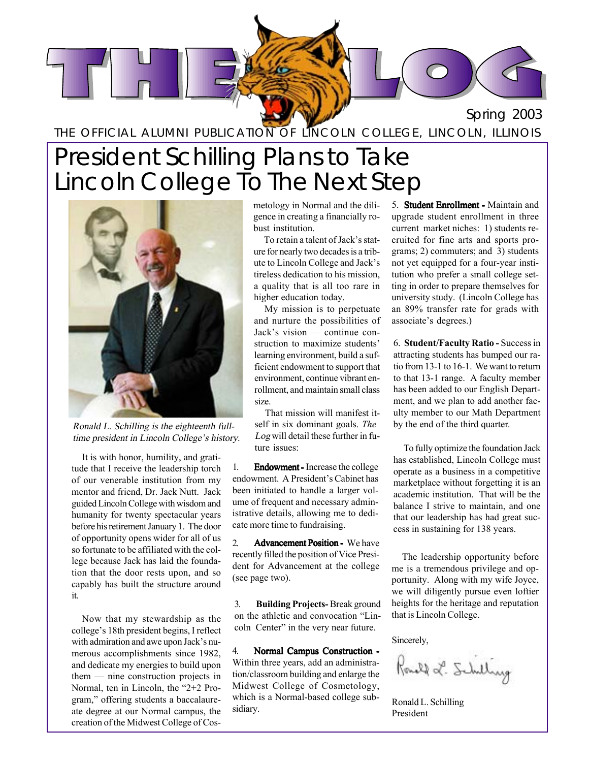# THE LOG

Spring 2003

THE OFFICIAL ALUMNI PUBLICATION OF LINCOLN COLLEGE, LINCOLN, ILLINOIS

# President Schilling Plans to Take Lincoln College To The Next Step

*Ronald L. Schilling is the eighteenth full-time president in Lincoln College's history.*

It is with honor, humility, and gratitude that I receive the leadership torch of our venerable institution from my mentor and friend, Dr. Jack Nutt. Jack guided Lincoln College with wisdom and humanity for twenty spectacular years before his retirement January 1. The door of opportunity opens wider for all of us so fortunate to be affiliated with the college because Jack has laid the foundation that the door rests upon, and so capably has built the structure around it.

Now that my stewardship as the college's 18th president begins, I reflect with admiration and awe upon Jack's numerous accomplishments since 1982, and dedicate my energies to build upon them — nine construction projects in Normal, ten in Lincoln, the "2+2 Program," offering students a baccalaureate degree at our Normal campus, the creation of the Midwest College of Cosmetology in Normal and the diligence in creating a financially robust institution.

To retain a talent of Jack's stature for nearly two decades is a tribute to Lincoln College and Jack's tireless dedication to his mission, a quality that is all too rare in higher education today.

My mission is to perpetuate and nurture the possibilities of Jack's vision — continue construction to maximize students' learning environment, build a sufficient endowment to support that environment, continue vibrant enrollment, and maintain small class size.

That mission will manifest itself in six dominant goals. *The Log* will detail these further in future issues:

1. **Endowment -** Increase the college endowment. A President's Cabinet has been initiated to handle a larger volume of frequent and necessary administrative details, allowing me to dedicate more time to fundraising.

2. **Advancement Position -** We have recently filled the position of Vice President for Advancement at the college (see page two).

3. **Building Projects-** Break ground on the athletic and convocation "Lincoln Center" in the very near future.

4. **Normal Campus Construction -** Within three years, add an administration/classroom building and enlarge the Midwest College of Cosmetology, which is a Normal-based college subsidiary.

5. **Student Enrollment -** Maintain and upgrade student enrollment in three current market niches: 1) students recruited for fine arts and sports programs; 2) commuters; and 3) students not yet equipped for a four-year institution who prefer a small college setting in order to prepare themselves for university study. (Lincoln College has an 89% transfer rate for grads with associate's degrees.)

6. **Student/Faculty Ratio -** Success in attracting students has bumped our ratio from 13-1 to 16-1. We want to return to that 13-1 range. A faculty member has been added to our English Department, and we plan to add another faculty member to our Math Department by the end of the third quarter.

To fully optimize the foundation Jack has established, Lincoln College must operate as a business in a competitive marketplace without forgetting it is an academic institution. That will be the balance I strive to maintain, and one that our leadership has had great success in sustaining for 138 years.

The leadership opportunity before me is a tremendous privilege and opportunity. Along with my wife Joyce, we will diligently pursue even loftier heights for the heritage and reputation that is Lincoln College.

Sincerely,

Ronald L. Schilling
President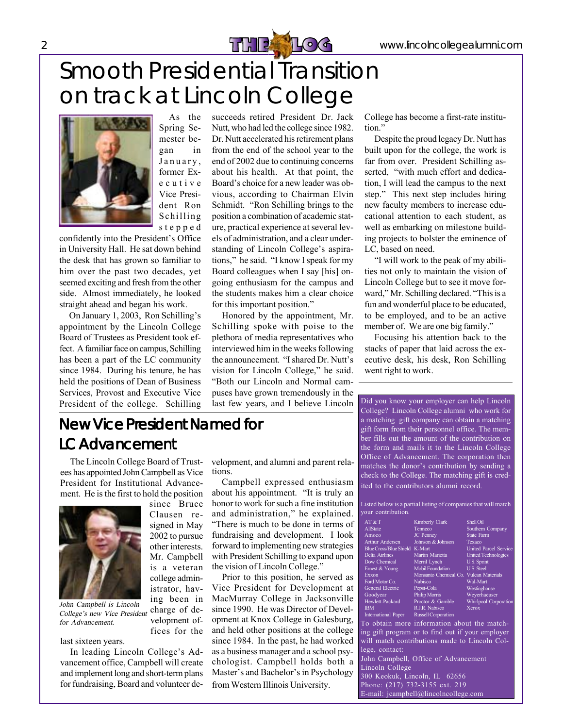# Smooth Presidential Transition on track at Lincoln College

As the Spring Semester began in January, former Executive Vice President Ron Schilling stepped confidently into the President's Office in University Hall. He sat down behind the desk that has grown so familiar to him over the past two decades, yet seemed exciting and fresh from the other side. Almost immediately, he looked straight ahead and began his work.

On January 1, 2003, Ron Schilling's appointment by the Lincoln College Board of Trustees as President took effect. A familiar face on campus, Schilling has been a part of the LC community since 1984. During his tenure, he has held the positions of Dean of Business Services, Provost and Executive Vice President of the college. Schilling succeeds retired President Dr. Jack Nutt, who had led the college since 1982. Dr. Nutt accelerated his retirement plans from the end of the school year to the end of 2002 due to continuing concerns about his health. At that point, the Board's choice for a new leader was obvious, according to Chairman Elvin Schmidt. "Ron Schilling brings to the position a combination of academic stature, practical experience at several levels of administration, and a clear understanding of Lincoln College's aspirations," he said. "I know I speak for my Board colleagues when I say [his] ongoing enthusiasm for the campus and the students makes him a clear choice for this important position."

Honored by the appointment, Mr. Schilling spoke with poise to the plethora of media representatives who interviewed him in the weeks following the announcement. "I shared Dr. Nutt's vision for Lincoln College," he said. "Both our Lincoln and Normal campuses have grown tremendously in the last few years, and I believe Lincoln College has become a first-rate institution."

Despite the proud legacy Dr. Nutt has built upon for the college, the work is far from over. President Schilling asserted, "with much effort and dedication, I will lead the campus to the next step." This next step includes hiring new faculty members to increase educational attention to each student, as well as embarking on milestone building projects to bolster the eminence of LC, based on need.

"I will work to the peak of my abilities not only to maintain the vision of Lincoln College but to see it move forward," Mr. Schilling declared. "This is a fun and wonderful place to be educated, to be employed, and to be an active member of. We are one big family."

Focusing his attention back to the stacks of paper that laid across the executive desk, his desk, Ron Schilling went right to work.

## New Vice President Named for LC Advancement

The Lincoln College Board of Trustees has appointed John Campbell as Vice President for Institutional Advancement. He is the first to hold the position since Bruce Clausen resigned in May 2002 to pursue other interests. Mr. Campbell is a veteran college administrator, having been in charge of development offices for the last sixteen years.

*John Campbell is Lincoln College's new Vice President for Advancement.*

In leading Lincoln College's Advancement office, Campbell will create and implement long and short-term plans for fundraising, Board and volunteer development, and alumni and parent relations.

Campbell expressed enthusiasm about his appointment. "It is truly an honor to work for such a fine institution and administration," he explained. "There is much to be done in terms of fundraising and development. I look forward to implementing new strategies with President Schilling to expand upon the vision of Lincoln College."

Prior to this position, he served as Vice President for Development at MacMurray College in Jacksonville since 1990. He was Director of Development at Knox College in Galesburg, and held other positions at the college since 1984. In the past, he had worked as a business manager and a school psychologist. Campbell holds both a Master's and Bachelor's in Psychology from Western Illinois University.

---

Did you know your employer can help Lincoln College? Lincoln College alumni who work for a matching gift company can obtain a matching gift form from their personnel office. The member fills out the amount of the contribution on the form and mails it to the Lincoln College Office of Advancement. The corporation then matches the donor's contribution by sending a check to the College. The matching gift is credited to the contributors alumni record.

Listed below is a partial listing of companies that will match your contribution.

| | | |
|---|---|---|
| AT & T | Kimberly Clark | Shell Oil |
| AllState | Tenneco | Southern Company |
| Amoco | JC Penney | State Farm |
| Arthur Andersen | Johnson & Johnson | Texaco |
| BlueCross/Blue Shield | K-Mart | United Parcel Service |
| Delta Airlines | Martin Marietta | United Technologies |
| Dow Chemical | Merril Lynch | U.S. Sprint |
| Ernest & Young | Mobil Foundation | U.S. Steel |
| Exxon | Monsanto Chemical Co. | Vulcan Materials |
| Ford Motor Co. | Nabisco | Wal-Mart |
| General Electric | Pepsi-Cola | Westinghouse |
| Goodyear | Philip Morris | Weyerhaeuser |
| Hewlett-Packard | Proctor & Gamble | Whirlpool Corporation |
| IBM | R.J.R. Nabisco | Xerox |
| International Paper | Russell Corporation | |

To obtain more information about the matching gift program or to find out if your employer will match contributions made to Lincoln College, contact:

John Campbell, Office of Advancement
Lincoln College
300 Keokuk, Lincoln, IL 62656
Phone: (217) 732-3155 ext. 219
E-mail: jcampbell@lincolncollege.com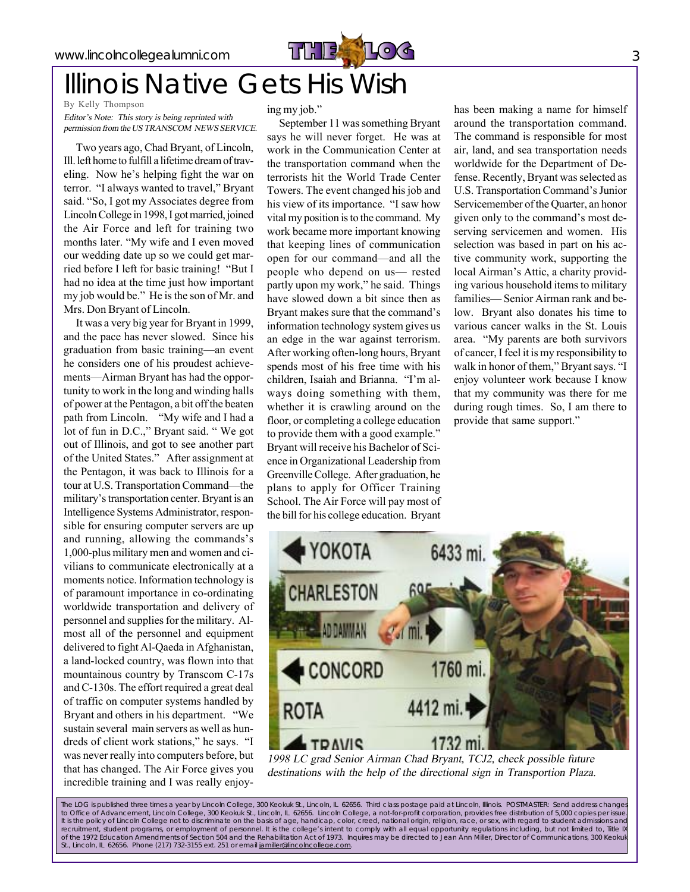# Illinois Native Gets His Wish

By Kelly Thompson

*Editor's Note: This story is being reprinted with permission from the US TRANSCOM NEWS SERVICE.*

Two years ago, Chad Bryant, of Lincoln, Ill. left home to fulfill a lifetime dream of traveling. Now he's helping fight the war on terror. "I always wanted to travel," Bryant said. "So, I got my Associates degree from Lincoln College in 1998, I got married, joined the Air Force and left for training two months later. "My wife and I even moved our wedding date up so we could get married before I left for basic training! "But I had no idea at the time just how important my job would be." He is the son of Mr. and Mrs. Don Bryant of Lincoln.

It was a very big year for Bryant in 1999, and the pace has never slowed. Since his graduation from basic training—an event he considers one of his proudest achievements—Airman Bryant has had the opportunity to work in the long and winding halls of power at the Pentagon, a bit off the beaten path from Lincoln. "My wife and I had a lot of fun in D.C.," Bryant said. " We got out of Illinois, and got to see another part of the United States." After assignment at the Pentagon, it was back to Illinois for a tour at U.S. Transportation Command—the military's transportation center. Bryant is an Intelligence Systems Administrator, responsible for ensuring computer servers are up and running, allowing the commands's 1,000-plus military men and women and civilians to communicate electronically at a moments notice. Information technology is of paramount importance in co-ordinating worldwide transportation and delivery of personnel and supplies for the military. Almost all of the personnel and equipment delivered to fight Al-Qaeda in Afghanistan, a land-locked country, was flown into that mountainous country by Transcom C-17s and C-130s. The effort required a great deal of traffic on computer systems handled by Bryant and others in his department. "We sustain several main servers as well as hundreds of client work stations," he says. "I was never really into computers before, but that has changed. The Air Force gives you incredible training and I was really enjoying my job."

September 11 was something Bryant says he will never forget. He was at work in the Communication Center at the transportation command when the terrorists hit the World Trade Center Towers. The event changed his job and his view of its importance. "I saw how vital my position is to the command. My work became more important knowing that keeping lines of communication open for our command—and all the people who depend on us— rested partly upon my work," he said. Things have slowed down a bit since then as Bryant makes sure that the command's information technology system gives us an edge in the war against terrorism. After working often-long hours, Bryant spends most of his free time with his children, Isaiah and Brianna. "I'm always doing something with them, whether it is crawling around on the floor, or completing a college education to provide them with a good example." Bryant will receive his Bachelor of Science in Organizational Leadership from Greenville College. After graduation, he plans to apply for Officer Training School. The Air Force will pay most of the bill for his college education. Bryant has been making a name for himself around the transportation command. The command is responsible for most air, land, and sea transportation needs worldwide for the Department of Defense. Recently, Bryant was selected as U.S. Transportation Command's Junior Servicemember of the Quarter, an honor given only to the command's most deserving servicemen and women. His selection was based in part on his active community work, supporting the local Airman's Attic, a charity providing various household items to military families— Senior Airman rank and below. Bryant also donates his time to various cancer walks in the St. Louis area. "My parents are both survivors of cancer, I feel it is my responsibility to walk in honor of them," Bryant says. "I enjoy volunteer work because I know that my community was there for me during rough times. So, I am there to provide that same support."

*1998 LC grad Senior Airman Chad Bryant, TCJ2, check possible future destinations with the help of the directional sign in Transportion Plaza.*

The LOG is published three times a year by Lincoln College, 300 Keokuk St., Lincoln, IL 62656. Third class postage paid at Lincoln, Illinois. POSTMASTER: Send address changes to Office of Advancement, Lincoln College, 300 Keokuk St., Lincoln, IL 62656. Lincoln College, a not-for-profit corporation, provides free distribution of 5,000 copies per issue. It is the policy of Lincoln College not to discriminate on the basis of age, handicap, color, creed, national origin, religion, race, or sex, with regard to student admissions and recruitment, student programs, or employment of personnel. It is the college's intent to comply with all equal opportunity regulations including, but not limited to, Title IX of the 1972 Education Amendments of Section 504 and the Rehabilitation Act of 1973. Inquires may be directed to Jean Ann Miller, Director of Communications, 300 Keokuk St., Lincoln, IL 62656. Phone (217) 732-3155 ext. 251 or email jamiller@lincolncollege.com.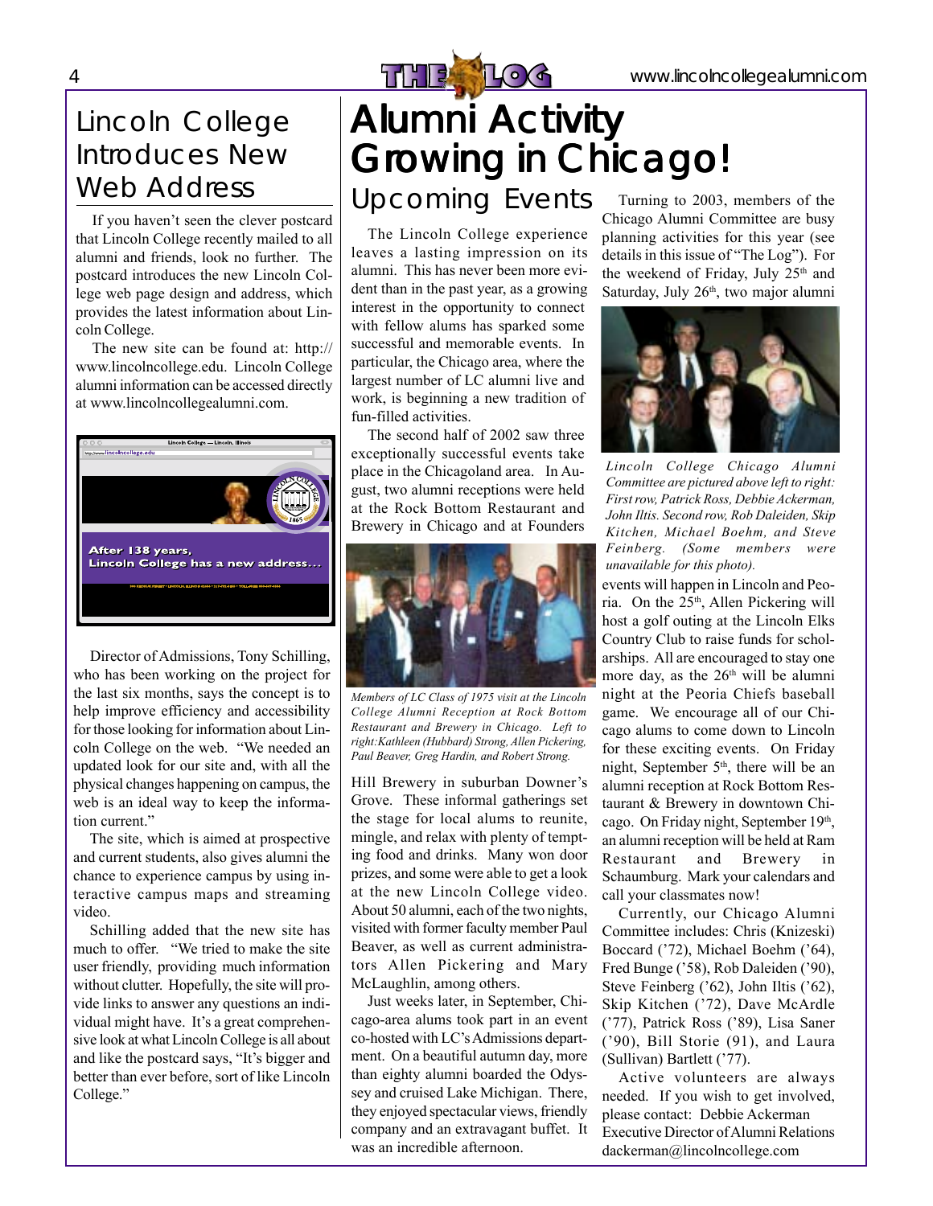## Lincoln College Introduces New Web Address

If you haven't seen the clever postcard that Lincoln College recently mailed to all alumni and friends, look no further. The postcard introduces the new Lincoln College web page design and address, which provides the latest information about Lincoln College.

The new site can be found at: http://www.lincolncollege.edu. Lincoln College alumni information can be accessed directly at www.lincolncollegealumni.com.

Director of Admissions, Tony Schilling, who has been working on the project for the last six months, says the concept is to help improve efficiency and accessibility for those looking for information about Lincoln College on the web. "We needed an updated look for our site and, with all the physical changes happening on campus, the web is an ideal way to keep the information current."

The site, which is aimed at prospective and current students, also gives alumni the chance to experience campus by using interactive campus maps and streaming video.

Schilling added that the new site has much to offer. "We tried to make the site user friendly, providing much information without clutter. Hopefully, the site will provide links to answer any questions an individual might have. It's a great comprehensive look at what Lincoln College is all about and like the postcard says, "It's bigger and better than ever before, sort of like Lincoln College."

# Alumni Activity Growing in Chicago!

## Upcoming Events

The Lincoln College experience leaves a lasting impression on its alumni. This has never been more evident than in the past year, as a growing interest in the opportunity to connect with fellow alums has sparked some successful and memorable events. In particular, the Chicago area, where the largest number of LC alumni live and work, is beginning a new tradition of fun-filled activities.

The second half of 2002 saw three exceptionally successful events take place in the Chicagoland area. In August, two alumni receptions were held at the Rock Bottom Restaurant and Brewery in Chicago and at Founders Hill Brewery in suburban Downer's Grove. These informal gatherings set the stage for local alums to reunite, mingle, and relax with plenty of tempting food and drinks. Many won door prizes, and some were able to get a look at the new Lincoln College video. About 50 alumni, each of the two nights, visited with former faculty member Paul Beaver, as well as current administrators Allen Pickering and Mary McLaughlin, among others.

*Members of LC Class of 1975 visit at the Lincoln College Alumni Reception at Rock Bottom Restaurant and Brewery in Chicago. Left to right: Kathleen (Hubbard) Strong, Allen Pickering, Paul Beaver, Greg Hardin, and Robert Strong.*

Just weeks later, in September, Chicago-area alums took part in an event co-hosted with LC's Admissions department. On a beautiful autumn day, more than eighty alumni boarded the Odyssey and cruised Lake Michigan. There, they enjoyed spectacular views, friendly company and an extravagant buffet. It was an incredible afternoon.

Turning to 2003, members of the Chicago Alumni Committee are busy planning activities for this year (see details in this issue of "The Log"). For the weekend of Friday, July 25th and Saturday, July 26th, two major alumni events will happen in Lincoln and Peoria. On the 25th, Allen Pickering will host a golf outing at the Lincoln Elks Country Club to raise funds for scholarships. All are encouraged to stay one more day, as the 26th will be alumni night at the Peoria Chiefs baseball game. We encourage all of our Chicago alums to come down to Lincoln for these exciting events. On Friday night, September 5th, there will be an alumni reception at Rock Bottom Restaurant & Brewery in downtown Chicago. On Friday night, September 19th, an alumni reception will be held at Ram Restaurant and Brewery in Schaumburg. Mark your calendars and call your classmates now!

*Lincoln College Chicago Alumni Committee are pictured above left to right: First row, Patrick Ross, Debbie Ackerman, John Iltis. Second row, Rob Daleiden, Skip Kitchen, Michael Boehm, and Steve Feinberg. (Some members were unavailable for this photo).*

Currently, our Chicago Alumni Committee includes: Chris (Knizeski) Boccard ('72), Michael Boehm ('64), Fred Bunge ('58), Rob Daleiden ('90), Steve Feinberg ('62), John Iltis ('62), Skip Kitchen ('72), Dave McArdle ('77), Patrick Ross ('89), Lisa Saner ('90), Bill Storie (91), and Laura (Sullivan) Bartlett ('77).

Active volunteers are always needed. If you wish to get involved, please contact: Debbie Ackerman
Executive Director of Alumni Relations
dackerman@lincolncollege.com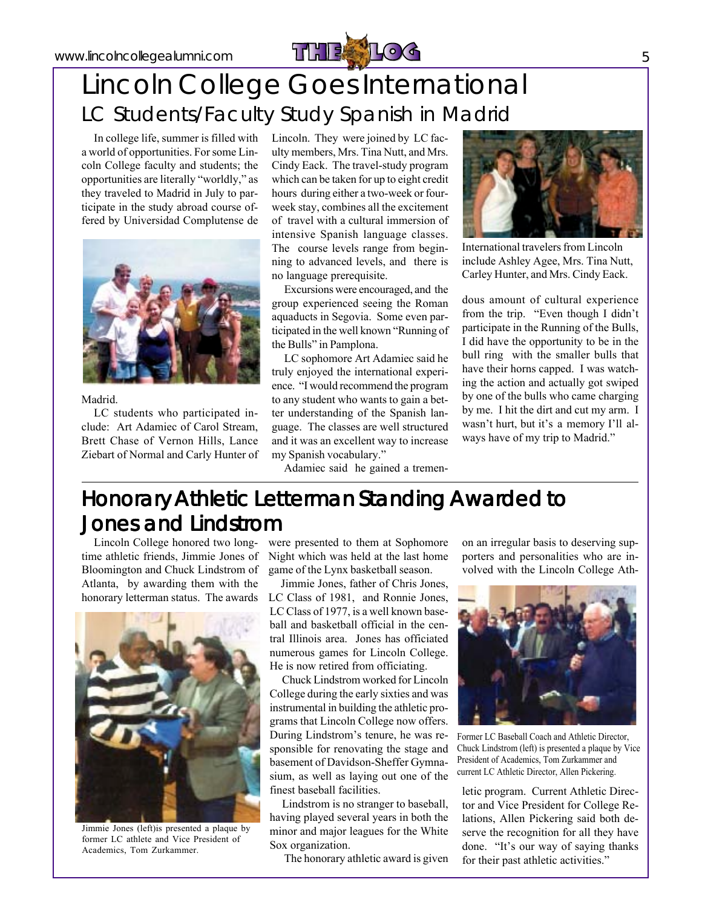# Lincoln College Goes International

## LC Students/Faculty Study Spanish in Madrid

In college life, summer is filled with a world of opportunities. For some Lincoln College faculty and students; the opportunities are literally "worldly," as they traveled to Madrid in July to participate in the study abroad course offered by Universidad Complutense de Madrid.

LC students who participated include: Art Adamiec of Carol Stream, Brett Chase of Vernon Hills, Lance Ziebart of Normal and Carly Hunter of Lincoln. They were joined by LC faculty members, Mrs. Tina Nutt, and Mrs. Cindy Eack. The travel-study program which can be taken for up to eight credit hours during either a two-week or four-week stay, combines all the excitement of travel with a cultural immersion of intensive Spanish language classes. The course levels range from beginning to advanced levels, and there is no language prerequisite.

Excursions were encouraged, and the group experienced seeing the Roman aquaducts in Segovia. Some even participated in the well known "Running of the Bulls" in Pamplona.

LC sophomore Art Adamiec said he truly enjoyed the international experience. "I would recommend the program to any student who wants to gain a better understanding of the Spanish language. The classes are well structured and it was an excellent way to increase my Spanish vocabulary."

Adamiec said he gained a tremendous amount of cultural experience from the trip. "Even though I didn't participate in the Running of the Bulls, I did have the opportunity to be in the bull ring with the smaller bulls that have their horns capped. I was watching the action and actually got swiped by one of the bulls who came charging by me. I hit the dirt and cut my arm. I wasn't hurt, but it's a memory I'll always have of my trip to Madrid."

International travelers from Lincoln include Ashley Agee, Mrs. Tina Nutt, Carley Hunter, and Mrs. Cindy Eack.

# Honorary Athletic Letterman Standing Awarded to Jones and Lindstrom

Lincoln College honored two longtime athletic friends, Jimmie Jones of Bloomington and Chuck Lindstrom of Atlanta, by awarding them with the honorary letterman status. The awards were presented to them at Sophomore Night which was held at the last home game of the Lynx basketball season.

Jimmie Jones, father of Chris Jones, LC Class of 1981, and Ronnie Jones, LC Class of 1977, is a well known baseball and basketball official in the central Illinois area. Jones has officiated numerous games for Lincoln College. He is now retired from officiating.

Chuck Lindstrom worked for Lincoln College during the early sixties and was instrumental in building the athletic programs that Lincoln College now offers. During Lindstrom's tenure, he was responsible for renovating the stage and basement of Davidson-Sheffer Gymnasium, as well as laying out one of the finest baseball facilities.

Lindstrom is no stranger to baseball, having played several years in both the minor and major leagues for the White Sox organization.

The honorary athletic award is given on an irregular basis to deserving supporters and personalities who are involved with the Lincoln College Athletic program. Current Athletic Director and Vice President for College Relations, Allen Pickering said both deserve the recognition for all they have done. "It's our way of saying thanks for their past athletic activities."

Jimmie Jones (left)is presented a plaque by former LC athlete and Vice President of Academics, Tom Zurkammer.

Former LC Baseball Coach and Athletic Director, Chuck Lindstrom (left) is presented a plaque by Vice President of Academics, Tom Zurkammer and current LC Athletic Director, Allen Pickering.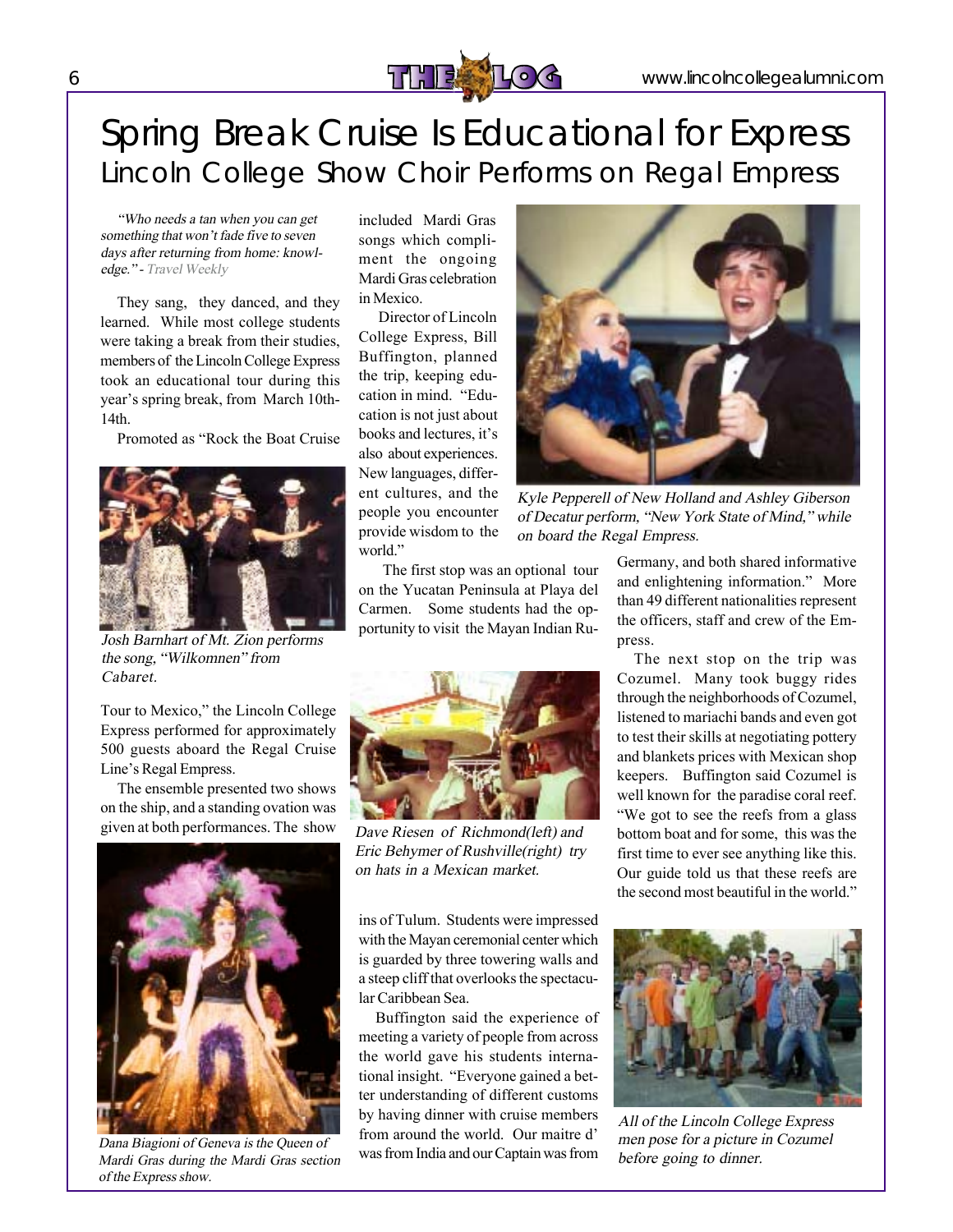# Spring Break Cruise Is Educational for Express

## Lincoln College Show Choir Performs on Regal Empress

*"Who needs a tan when you can get something that won't fade five to seven days after returning from home: knowledge." - Travel Weekly*

They sang, they danced, and they learned. While most college students were taking a break from their studies, members of the Lincoln College Express took an educational tour during this year's spring break, from March 10th-14th.

Promoted as "Rock the Boat Cruise Tour to Mexico," the Lincoln College Express performed for approximately 500 guests aboard the Regal Cruise Line's Regal Empress.

*Josh Barnhart of Mt. Zion performs the song, "Wilkomnen" from Cabaret.*

The ensemble presented two shows on the ship, and a standing ovation was given at both performances. The show included Mardi Gras songs which compliment the ongoing Mardi Gras celebration in Mexico.

*Dana Biagioni of Geneva is the Queen of Mardi Gras during the Mardi Gras section of the Express show.*

Director of Lincoln College Express, Bill Buffington, planned the trip, keeping education in mind. "Education is not just about books and lectures, it's also about experiences. New languages, different cultures, and the people you encounter provide wisdom to the world."

The first stop was an optional tour on the Yucatan Peninsula at Playa del Carmen. Some students had the opportunity to visit the Mayan Indian Ruins of Tulum. Students were impressed with the Mayan ceremonial center which is guarded by three towering walls and a steep cliff that overlooks the spectacular Caribbean Sea.

*Dave Riesen of Richmond(left) and Eric Behymer of Rushville(right) try on hats in a Mexican market.*

Buffington said the experience of meeting a variety of people from across the world gave his students international insight. "Everyone gained a better understanding of different customs by having dinner with cruise members from around the world. Our maitre d' was from India and our Captain was from Germany, and both shared informative and enlightening information." More than 49 different nationalities represent the officers, staff and crew of the Empress.

*Kyle Pepperell of New Holland and Ashley Giberson of Decatur perform, "New York State of Mind," while on board the Regal Empress.*

The next stop on the trip was Cozumel. Many took buggy rides through the neighborhoods of Cozumel, listened to mariachi bands and even got to test their skills at negotiating pottery and blankets prices with Mexican shop keepers. Buffington said Cozumel is well known for the paradise coral reef. "We got to see the reefs from a glass bottom boat and for some, this was the first time to ever see anything like this. Our guide told us that these reefs are the second most beautiful in the world."

*All of the Lincoln College Express men pose for a picture in Cozumel before going to dinner.*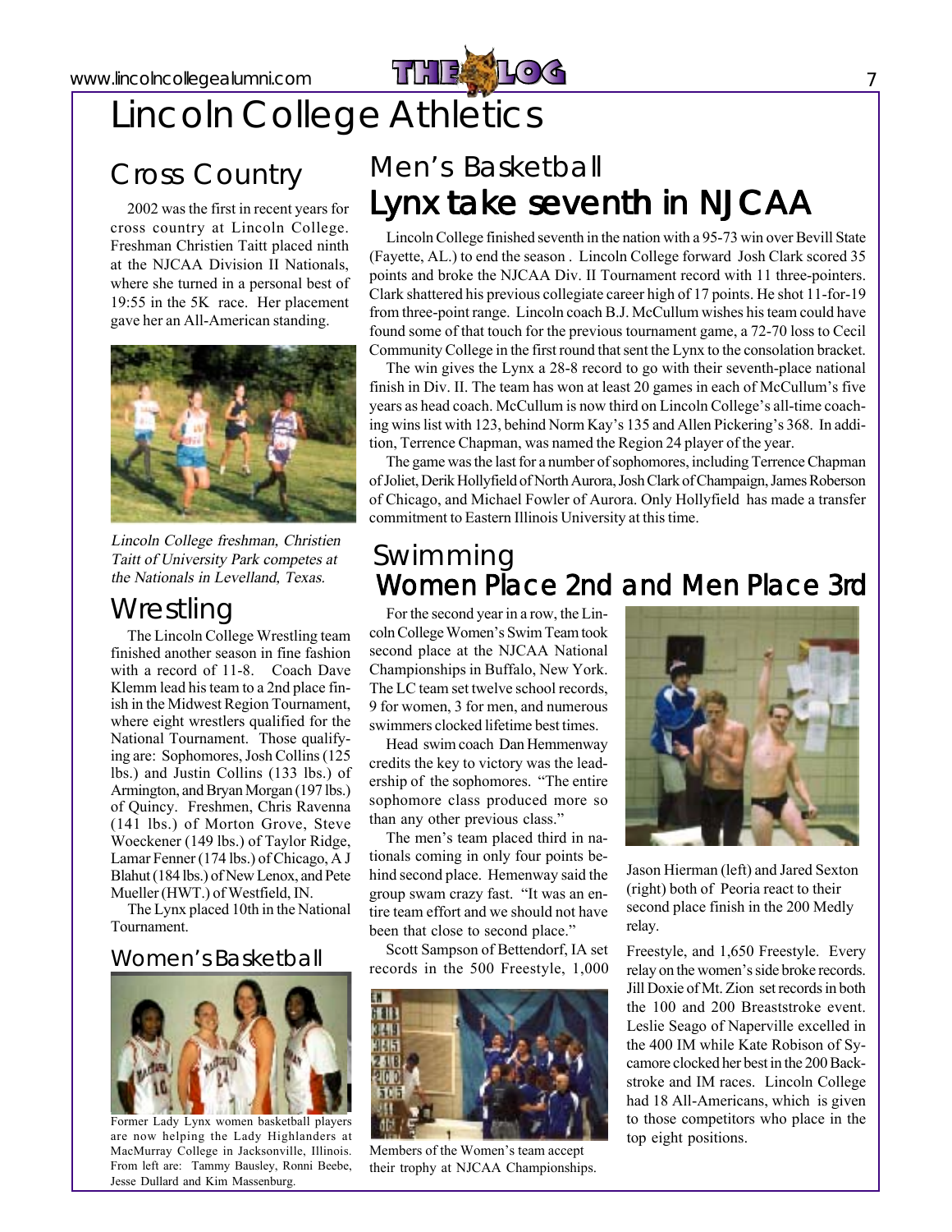# Lincoln College Athletics

## Cross Country

2002 was the first in recent years for cross country at Lincoln College. Freshman Christien Taitt placed ninth at the NJCAA Division II Nationals, where she turned in a personal best of 19:55 in the 5K race. Her placement gave her an All-American standing.

*Lincoln College freshman, Christien Taitt of University Park competes at the Nationals in Levelland, Texas.*

## Wrestling

The Lincoln College Wrestling team finished another season in fine fashion with a record of 11-8. Coach Dave Klemm lead his team to a 2nd place finish in the Midwest Region Tournament, where eight wrestlers qualified for the National Tournament. Those qualifying are: Sophomores, Josh Collins (125 lbs.) and Justin Collins (133 lbs.) of Armington, and Bryan Morgan (197 lbs.) of Quincy. Freshmen, Chris Ravenna (141 lbs.) of Morton Grove, Steve Woeckener (149 lbs.) of Taylor Ridge, Lamar Fenner (174 lbs.) of Chicago, A J Blahut (184 lbs.) of New Lenox, and Pete Mueller (HWT.) of Westfield, IN.

The Lynx placed 10th in the National Tournament.

## Women's Basketball

Former Lady Lynx women basketball players are now helping the Lady Highlanders at MacMurray College in Jacksonville, Illinois. From left are: Tammy Bausley, Ronni Beebe, Jesse Dullard and Kim Massenburg.

## Men's Basketball

### Lynx take seventh in NJCAA

Lincoln College finished seventh in the nation with a 95-73 win over Bevill State (Fayette, AL.) to end the season . Lincoln College forward Josh Clark scored 35 points and broke the NJCAA Div. II Tournament record with 11 three-pointers. Clark shattered his previous collegiate career high of 17 points. He shot 11-for-19 from three-point range. Lincoln coach B.J. McCullum wishes his team could have found some of that touch for the previous tournament game, a 72-70 loss to Cecil Community College in the first round that sent the Lynx to the consolation bracket.

The win gives the Lynx a 28-8 record to go with their seventh-place national finish in Div. II. The team has won at least 20 games in each of McCullum's five years as head coach. McCullum is now third on Lincoln College's all-time coaching wins list with 123, behind Norm Kay's 135 and Allen Pickering's 368. In addition, Terrence Chapman, was named the Region 24 player of the year.

The game was the last for a number of sophomores, including Terrence Chapman of Joliet, Derik Hollyfield of North Aurora, Josh Clark of Champaign, James Roberson of Chicago, and Michael Fowler of Aurora. Only Hollyfield has made a transfer commitment to Eastern Illinois University at this time.

## Swimming

### Women Place 2nd and Men Place 3rd

For the second year in a row, the Lincoln College Women's Swim Team took second place at the NJCAA National Championships in Buffalo, New York. The LC team set twelve school records, 9 for women, 3 for men, and numerous swimmers clocked lifetime best times.

Head swim coach Dan Hemmenway credits the key to victory was the leadership of the sophomores. "The entire sophomore class produced more so than any other previous class."

The men's team placed third in nationals coming in only four points behind second place. Hemenway said the group swam crazy fast. "It was an entire team effort and we should not have been that close to second place."

Scott Sampson of Bettendorf, IA set records in the 500 Freestyle, 1,000 Freestyle, and 1,650 Freestyle. Every relay on the women's side broke records. Jill Doxie of Mt. Zion set records in both the 100 and 200 Breaststroke event. Leslie Seago of Naperville excelled in the 400 IM while Kate Robison of Sycamore clocked her best in the 200 Backstroke and IM races. Lincoln College had 18 All-Americans, which is given to those competitors who place in the top eight positions.

Members of the Women's team accept their trophy at NJCAA Championships.

Jason Hierman (left) and Jared Sexton (right) both of Peoria react to their second place finish in the 200 Medly relay.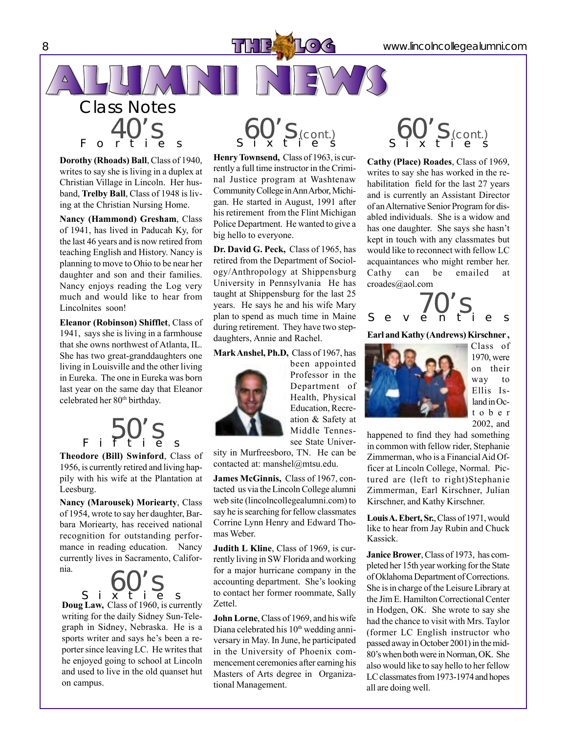# ALUMNI NEWS

## Class Notes

### 40's Forties

**Dorothy (Rhoads) Ball**, Class of 1940, writes to say she is living in a duplex at Christian Village in Lincoln. Her husband, **Trelby Ball**, Class of 1948 is living at the Christian Nursing Home.

**Nancy (Hammond) Gresham**, Class of 1941, has lived in Paducah Ky, for the last 46 years and is now retired from teaching English and History. Nancy is planning to move to Ohio to be near her daughter and son and their families. Nancy enjoys reading the Log very much and would like to hear from Lincolnites soon!

**Eleanor (Robinson) Shifflet**, Class of 1941, says she is living in a farmhouse that she owns northwest of Atlanta, IL. She has two great-granddaughters one living in Louisville and the other living in Eureka. The one in Eureka was born last year on the same day that Eleanor celebrated her 80th birthday.

### 50's Fifties

**Theodore (Bill) Swinford**, Class of 1956, is currently retired and living happily with his wife at the Plantation at Leesburg.

**Nancy (Marousek) Moriearty**, Class of 1954, wrote to say her daughter, Barbara Moriearty, has received national recognition for outstanding performance in reading education. Nancy currently lives in Sacramento, California.

### 60's Sixties

**Doug Law,** Class of 1960, is currently writing for the daily Sidney Sun-Telegraph in Sidney, Nebraska. He is a sports writer and says he's been a reporter since leaving LC. He writes that he enjoyed going to school at Lincoln and used to live in the old quanset hut on campus.

### 60's (cont.) Sixties

**Henry Townsend,** Class of 1963, is currently a full time instructor in the Criminal Justice program at Washtenaw Community College in Ann Arbor, Michigan. He started in August, 1991 after his retirement from the Flint Michigan Police Department. He wanted to give a big hello to everyone.

**Dr. David G. Peck,** Class of 1965, has retired from the Department of Sociology/Anthropology at Shippensburg University in Pennsylvania He has taught at Shippensburg for the last 25 years. He says he and his wife Mary plan to spend as much time in Maine during retirement. They have two step-daughters, Annie and Rachel.

**Mark Anshel, Ph.D,** Class of 1967, has been appointed Professor in the Department of Health, Physical Education, Recreation & Safety at Middle Tennessee State University in Murfreesboro, TN. He can be contacted at: manshel@mtsu.edu.

**James McGinnis,** Class of 1967, contacted us via the Lincoln College alumni web site (lincolncollegealumni.com) to say he is searching for fellow classmates Corrine Lynn Henry and Edward Thomas Weber.

**Judith L Kline**, Class of 1969, is currently living in SW Florida and working for a major hurricane company in the accounting department. She's looking to contact her former roommate, Sally Zettel.

**John Lorne**, Class of 1969, and his wife Diana celebrated his 10th wedding anniversary in May. In June, he participated in the University of Phoenix commencement ceremonies after earning his Masters of Arts degree in Organizational Management.

### 60's (cont.) Sixties

**Cathy (Place) Roades**, Class of 1969, writes to say she has worked in the rehabilitation field for the last 27 years and is currently an Assistant Director of an Alternative Senior Program for disabled individuals. She is a widow and has one daughter. She says she hasn't kept in touch with any classmates but would like to reconnect with fellow LC acquaintances who might rember her. Cathy can be emailed at croades@aol.com

### 70's Seventies

**Earl and Kathy (Andrews) Kirschner ,** Class of 1970, were on their way to Ellis Island in October 2002, and happened to find they had something in common with fellow rider, Stephanie Zimmerman, who is a Financial Aid Officer at Lincoln College, Normal. Pictured are (left to right)Stephanie Zimmerman, Earl Kirschner, Julian Kirschner, and Kathy Kirschner.

**Louis A. Ebert, Sr.**, Class of 1971, would like to hear from Jay Rubin and Chuck Kassick.

**Janice Brower**, Class of 1973, has completed her 15th year working for the State of Oklahoma Department of Corrections. She is in charge of the Leisure Library at the Jim E. Hamilton Correctional Center in Hodgen, OK. She wrote to say she had the chance to visit with Mrs. Taylor (former LC English instructor who passed away in October 2001) in the mid-80's when both were in Norman, OK. She also would like to say hello to her fellow LC classmates from 1973-1974 and hopes all are doing well.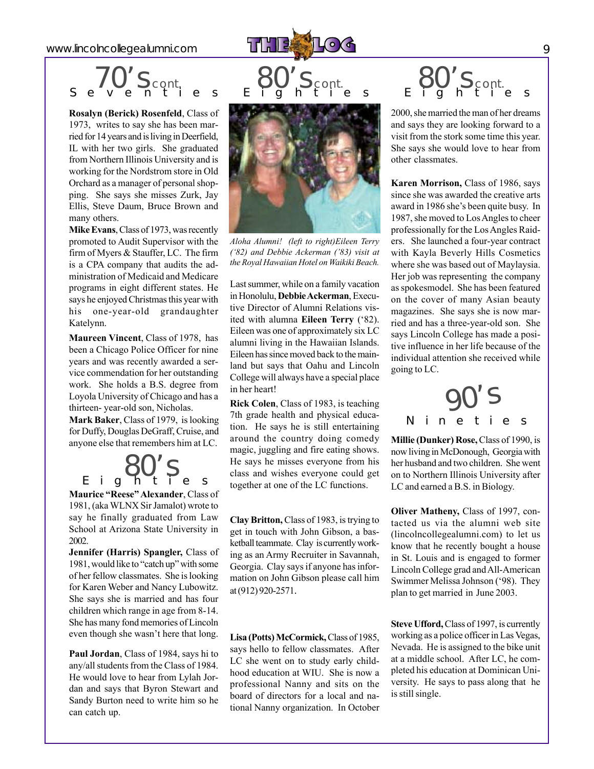## 70's cont. Seventies

**Rosalyn (Berick) Rosenfeld**, Class of 1973, writes to say she has been married for 14 years and is living in Deerfield, IL with her two girls. She graduated from Northern Illinois University and is working for the Nordstrom store in Old Orchard as a manager of personal shopping. She says she misses Zurk, Jay Ellis, Steve Daum, Bruce Brown and many others.

**Mike Evans**, Class of 1973, was recently promoted to Audit Supervisor with the firm of Myers & Stauffer, LC. The firm is a CPA company that audits the administration of Medicaid and Medicare programs in eight different states. He says he enjoyed Christmas this year with his one-year-old grandaughter Katelynn.

**Maureen Vincent**, Class of 1978, has been a Chicago Police Officer for nine years and was recently awarded a service commendation for her outstanding work. She holds a B.S. degree from Loyola University of Chicago and has a thirteen- year-old son, Nicholas.

**Mark Baker**, Class of 1979, is looking for Duffy, Douglas DeGraff, Cruise, and anyone else that remembers him at LC.

## 80's Eighties

**Maurice "Reese" Alexander**, Class of 1981, (aka WLNX Sir Jamalot) wrote to say he finally graduated from Law School at Arizona State University in 2002.

**Jennifer (Harris) Spangler,** Class of 1981, would like to "catch up" with some of her fellow classmates. She is looking for Karen Weber and Nancy Lubowitz. She says she is married and has four children which range in age from 8-14. She has many fond memories of Lincoln even though she wasn't here that long.

**Paul Jordan**, Class of 1984, says hi to any/all students from the Class of 1984. He would love to hear from Lylah Jordan and says that Byron Stewart and Sandy Burton need to write him so he can catch up.

## 80's cont. Eighties

*Aloha Alumni! (left to right)Eileen Terry ('82) and Debbie Ackerman ('83) visit at the Royal Hawaiian Hotel on Waikiki Beach.*

Last summer, while on a family vacation in Honolulu, **Debbie Ackerman**, Executive Director of Alumni Relations visited with alumna **Eileen Terry** ('82). Eileen was one of approximately six LC alumni living in the Hawaiian Islands. Eileen has since moved back to the mainland but says that Oahu and Lincoln College will always have a special place in her heart!

**Rick Colen**, Class of 1983, is teaching 7th grade health and physical education. He says he is still entertaining around the country doing comedy magic, juggling and fire eating shows. He says he misses everyone from his class and wishes everyone could get together at one of the LC functions.

**Clay Britton,** Class of 1983, is trying to get in touch with John Gibson, a basketball teammate. Clay is currently working as an Army Recruiter in Savannah, Georgia. Clay says if anyone has information on John Gibson please call him at (912) 920-2571.

**Lisa (Potts) McCormick,** Class of 1985, says hello to fellow classmates. After LC she went on to study early childhood education at WIU. She is now a professional Nanny and sits on the board of directors for a local and national Nanny organization. In October 2000, she married the man of her dreams and says they are looking forward to a visit from the stork some time this year. She says she would love to hear from other classmates.

**Karen Morrison,** Class of 1986, says since she was awarded the creative arts award in 1986 she's been quite busy. In 1987, she moved to Los Angles to cheer professionally for the Los Angles Raiders. She launched a four-year contract with Kayla Beverly Hills Cosmetics where she was based out of Maylaysia. Her job was representing the company as spokesmodel. She has been featured on the cover of many Asian beauty magazines. She says she is now married and has a three-year-old son. She says Lincoln College has made a positive influence in her life because of the individual attention she received while going to LC.

## 90's Nineties

**Millie (Dunker) Rose,** Class of 1990, is now living in McDonough, Georgia with her husband and two children. She went on to Northern Illinois University after LC and earned a B.S. in Biology.

**Oliver Matheny,** Class of 1997, contacted us via the alumni web site (lincolncollegealumni.com) to let us know that he recently bought a house in St. Louis and is engaged to former Lincoln College grad and All-American Swimmer Melissa Johnson ('98). They plan to get married in June 2003.

**Steve Ufford,** Class of 1997, is currently working as a police officer in Las Vegas, Nevada. He is assigned to the bike unit at a middle school. After LC, he completed his education at Dominican University. He says to pass along that he is still single.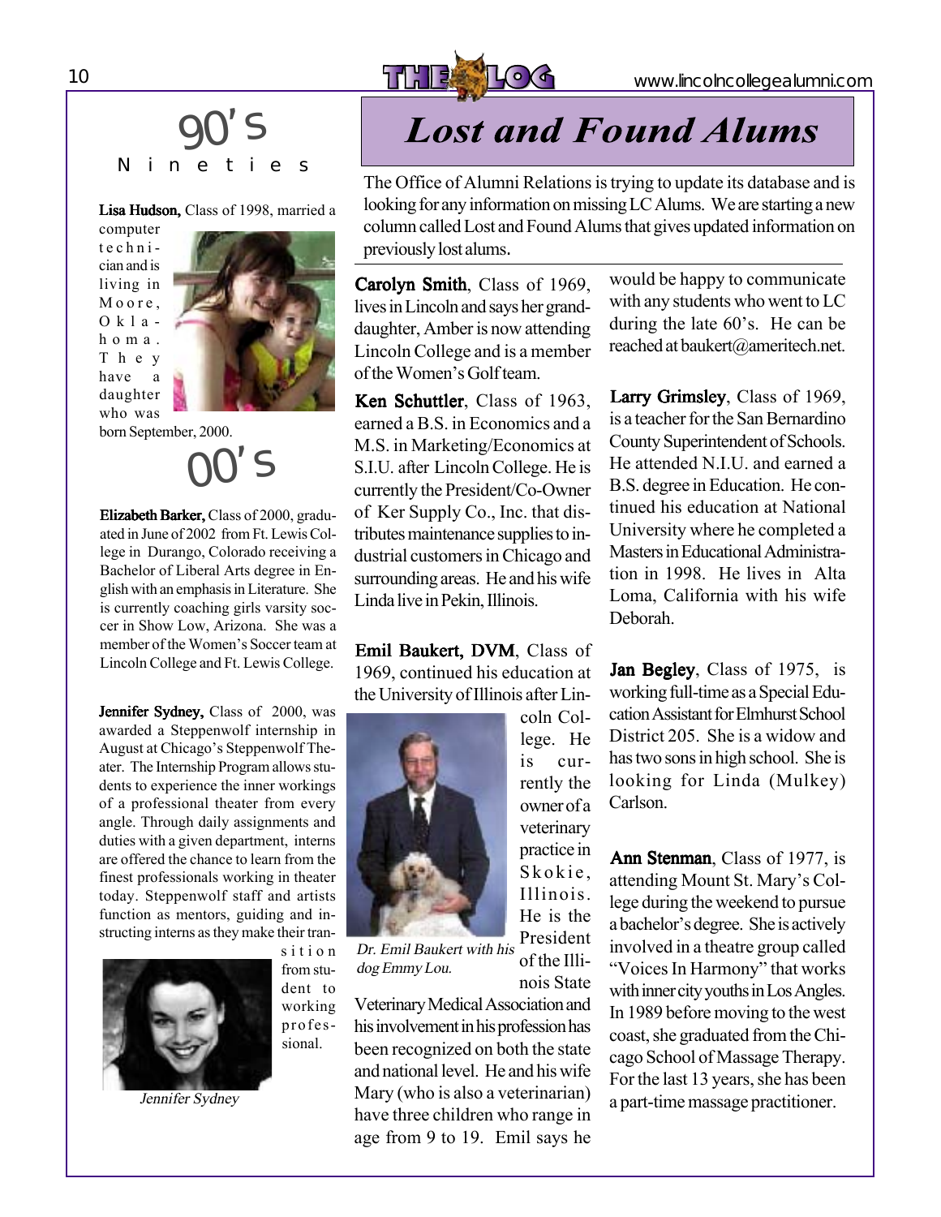# 90's

## Nineties

**Lisa Hudson,** Class of 1998, married a computer technician and is living in Moore, Oklahoma. They have a daughter who was born September, 2000.

# 00's

**Elizabeth Barker,** Class of 2000, graduated in June of 2002 from Ft. Lewis College in Durango, Colorado receiving a Bachelor of Liberal Arts degree in English with an emphasis in Literature. She is currently coaching girls varsity soccer in Show Low, Arizona. She was a member of the Women's Soccer team at Lincoln College and Ft. Lewis College.

**Jennifer Sydney,** Class of 2000, was awarded a Steppenwolf internship in August at Chicago's Steppenwolf Theater. The Internship Program allows students to experience the inner workings of a professional theater from every angle. Through daily assignments and duties with a given department, interns are offered the chance to learn from the finest professionals working in theater today. Steppenwolf staff and artists function as mentors, guiding and instructing interns as they make their transition from student to working professional.

*Jennifer Sydney*

# Lost and Found Alums

The Office of Alumni Relations is trying to update its database and is looking for any information on missing LC Alums. We are starting a new column called Lost and Found Alums that gives updated information on previously lost alums.

**Carolyn Smith**, Class of 1969, lives in Lincoln and says her granddaughter, Amber is now attending Lincoln College and is a member of the Women's Golf team.

**Ken Schuttler**, Class of 1963, earned a B.S. in Economics and a M.S. in Marketing/Economics at S.I.U. after Lincoln College. He is currently the President/Co-Owner of Ker Supply Co., Inc. that distributes maintenance supplies to industrial customers in Chicago and surrounding areas. He and his wife Linda live in Pekin, Illinois.

**Emil Baukert, DVM**, Class of 1969, continued his education at the University of Illinois after Lincoln College. He is currently the owner of a veterinary practice in Skokie, Illinois. He is the President of the Illinois State Veterinary Medical Association and his involvement in his profession has been recognized on both the state and national level. He and his wife Mary (who is also a veterinarian) have three children who range in age from 9 to 19. Emil says he would be happy to communicate with any students who went to LC during the late 60's. He can be reached at baukert@ameritech.net.

*Dr. Emil Baukert with his dog Emmy Lou.*

**Larry Grimsley**, Class of 1969, is a teacher for the San Bernardino County Superintendent of Schools. He attended N.I.U. and earned a B.S. degree in Education. He continued his education at National University where he completed a Masters in Educational Administration in 1998. He lives in Alta Loma, California with his wife Deborah.

**Jan Begley**, Class of 1975, is working full-time as a Special Education Assistant for Elmhurst School District 205. She is a widow and has two sons in high school. She is looking for Linda (Mulkey) Carlson.

**Ann Stenman**, Class of 1977, is attending Mount St. Mary's College during the weekend to pursue a bachelor's degree. She is actively involved in a theatre group called "Voices In Harmony" that works with inner city youths in Los Angles. In 1989 before moving to the west coast, she graduated from the Chicago School of Massage Therapy. For the last 13 years, she has been a part-time massage practitioner.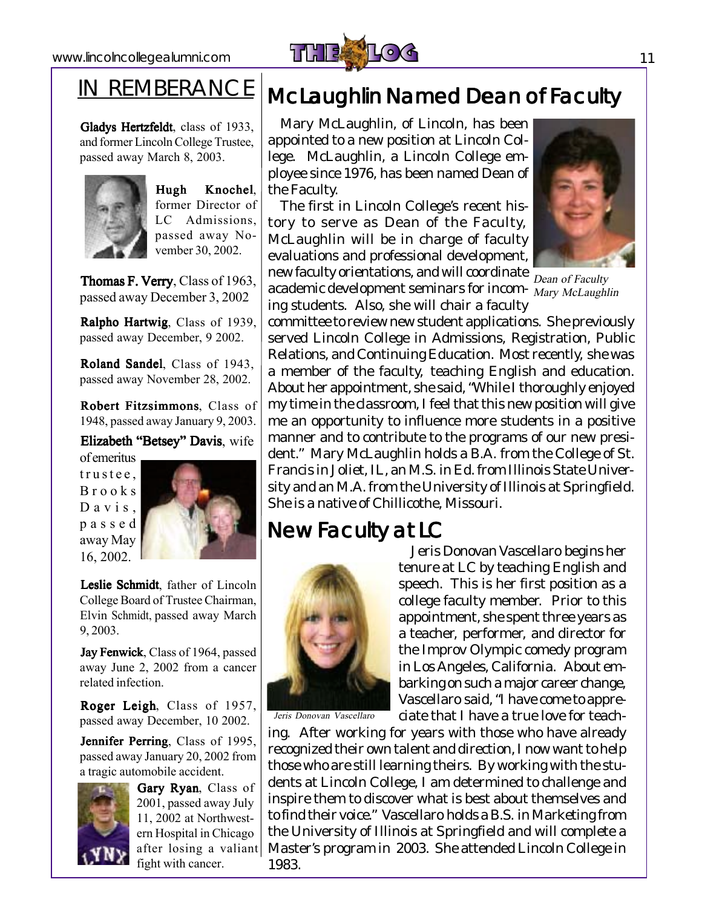## IN REMBERANCE

**Gladys Hertzfeldt**, class of 1933, and former Lincoln College Trustee, passed away March 8, 2003.

**Hugh Knochel**, former Director of LC Admissions, passed away November 30, 2002.

**Thomas F. Verry**, Class of 1963, passed away December 3, 2002

**Ralpho Hartwig**, Class of 1939, passed away December, 9 2002.

**Roland Sandel**, Class of 1943, passed away November 28, 2002.

**Robert Fitzsimmons**, Class of 1948, passed away January 9, 2003.

**Elizabeth "Betsey" Davis**, wife of emeritus trustee, Brooks Davis, passed away May 16, 2002.

**Leslie Schmidt**, father of Lincoln College Board of Trustee Chairman, Elvin Schmidt, passed away March 9, 2003.

**Jay Fenwick**, Class of 1964, passed away June 2, 2002 from a cancer related infection.

**Roger Leigh**, Class of 1957, passed away December, 10 2002.

**Jennifer Perring**, Class of 1995, passed away January 20, 2002 from a tragic automobile accident.

**Gary Ryan**, Class of 2001, passed away July 11, 2002 at Northwestern Hospital in Chicago after losing a valiant fight with cancer.

## McLaughlin Named Dean of Faculty

Mary McLaughlin, of Lincoln, has been appointed to a new position at Lincoln College. McLaughlin, a Lincoln College employee since 1976, has been named Dean of the Faculty.

The first in Lincoln College's recent history to serve as Dean of the Faculty, McLaughlin will be in charge of faculty evaluations and professional development, new faculty orientations, and will coordinate academic development seminars for incoming students. Also, she will chair a faculty committee to review new student applications. She previously served Lincoln College in Admissions, Registration, Public Relations, and Continuing Education. Most recently, she was a member of the faculty, teaching English and education. About her appointment, she said, "While I thoroughly enjoyed my time in the classroom, I feel that this new position will give me an opportunity to influence more students in a positive manner and to contribute to the programs of our new president." Mary McLaughlin holds a B.A. from the College of St. Francis in Joliet, IL, an M.S. in Ed. from Illinois State University and an M.A. from the University of Illinois at Springfield. She is a native of Chillicothe, Missouri.

*Dean of Faculty Mary McLaughlin*

## New Faculty at LC

Jeris Donovan Vascellaro begins her tenure at LC by teaching English and speech. This is her first position as a college faculty member. Prior to this appointment, she spent three years as a teacher, performer, and director for the Improv Olympic comedy program in Los Angeles, California. About embarking on such a major career change, Vascellaro said, "I have come to appreciate that I have a true love for teaching. After working for years with those who have already recognized their own talent and direction, I now want to help those who are still learning theirs. By working with the students at Lincoln College, I am determined to challenge and inspire them to discover what is best about themselves and to find their voice." Vascellaro holds a B.S. in Marketing from the University of Illinois at Springfield and will complete a Master's program in 2003. She attended Lincoln College in 1983.

*Jeris Donovan Vascellaro*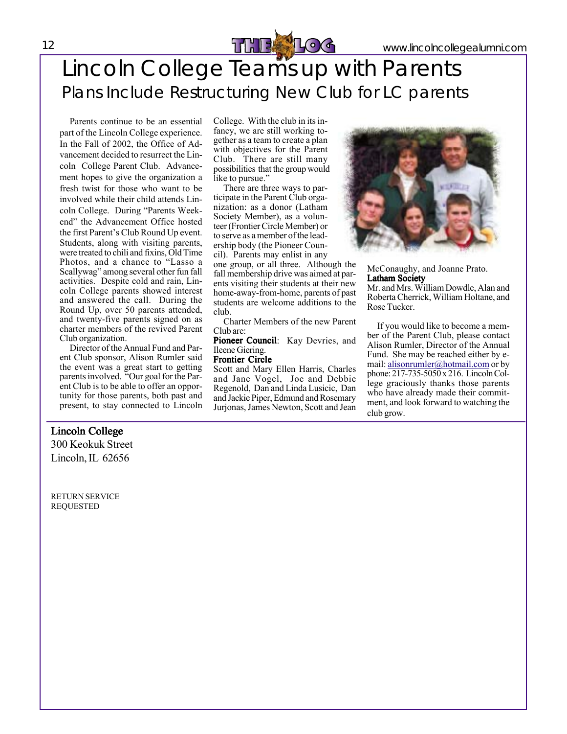# Lincoln College Teams up with Parents

## Plans Include Restructuring New Club for LC parents

Parents continue to be an essential part of the Lincoln College experience. In the Fall of 2002, the Office of Advancement decided to resurrect the Lincoln College Parent Club. Advancement hopes to give the organization a fresh twist for those who want to be involved while their child attends Lincoln College. During "Parents Weekend" the Advancement Office hosted the first Parent's Club Round Up event. Students, along with visiting parents, were treated to chili and fixins, Old Time Photos, and a chance to "Lasso a Scallywag" among several other fun fall activities. Despite cold and rain, Lincoln College parents showed interest and answered the call. During the Round Up, over 50 parents attended, and twenty-five parents signed on as charter members of the revived Parent Club organization.

Director of the Annual Fund and Parent Club sponsor, Alison Rumler said the event was a great start to getting parents involved. "Our goal for the Parent Club is to be able to offer an opportunity for those parents, both past and present, to stay connected to Lincoln College. With the club in its infancy, we are still working together as a team to create a plan with objectives for the Parent Club. There are still many possibilities that the group would like to pursue."

There are three ways to participate in the Parent Club organization: as a donor (Latham Society Member), as a volunteer (Frontier Circle Member) or to serve as a member of the leadership body (the Pioneer Council). Parents may enlist in any one group, or all three. Although the fall membership drive was aimed at parents visiting their students at their new home-away-from-home, parents of past students are welcome additions to the club.

Charter Members of the new Parent Club are:

**Pioneer Council**: Kay Devries, and Ileene Giering.

**Frontier Circle**

Scott and Mary Ellen Harris, Charles and Jane Vogel, Joe and Debbie Regenold, Dan and Linda Lusicic, Dan and Jackie Piper, Edmund and Rosemary Jurjonas, James Newton, Scott and Jean McConaughy, and Joanne Prato.

**Latham Society**

Mr. and Mrs. William Dowdle, Alan and Roberta Cherrick, William Holtane, and Rose Tucker.

If you would like to become a member of the Parent Club, please contact Alison Rumler, Director of the Annual Fund. She may be reached either by e-mail: alisonrumler@hotmail.com or by phone: 217-735-5050 x 216. Lincoln College graciously thanks those parents who have already made their commitment, and look forward to watching the club grow.

**Lincoln College**
300 Keokuk Street
Lincoln, IL 62656

RETURN SERVICE
REQUESTED